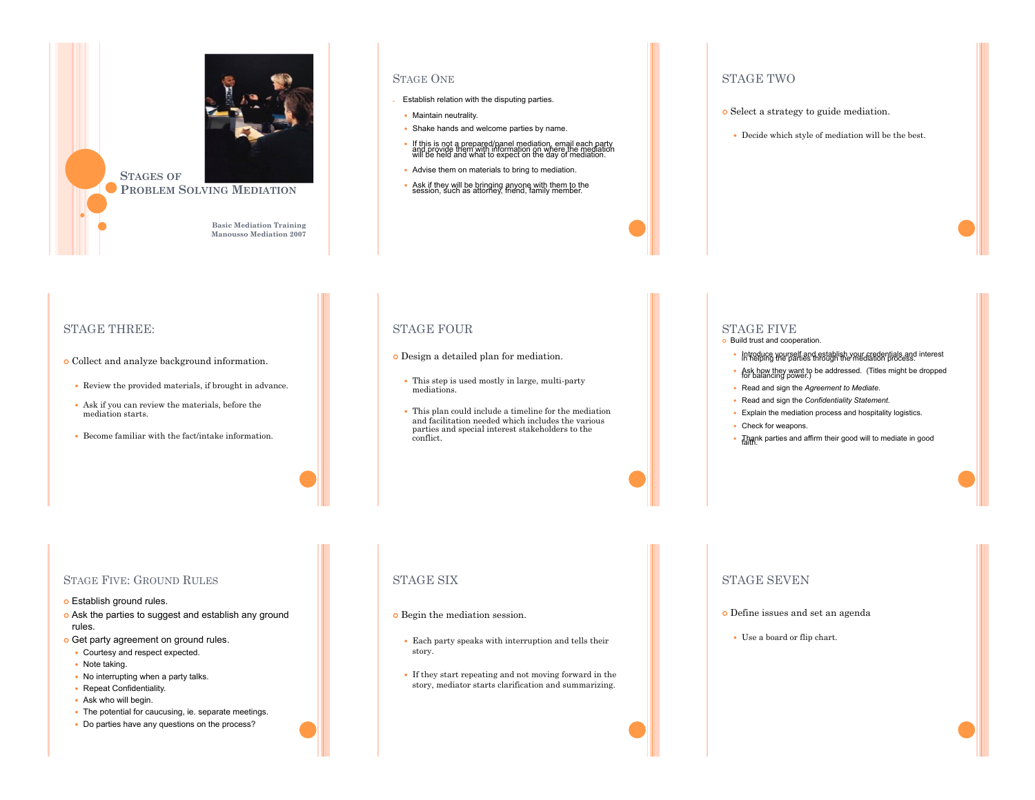# Stages of Problem Solving Mediation

**Basic Mediation Training**
**Manousso Mediation 2007**

## Stage One

- Establish relation with the disputing parties.
  - Maintain neutrality.
  - Shake hands and welcome parties by name.
  - If this is not a prepared/panel mediation, email each party and provide them with information on where the mediation will be held and what to expect on the day of mediation.
  - Advise them on materials to bring to mediation.
  - Ask if they will be bringing anyone with them to the session, such as attorney, friend, family member.

## Stage Two

- Select a strategy to guide mediation.
  - Decide which style of mediation will be the best.

## Stage Three:

- Collect and analyze background information.
  - Review the provided materials, if brought in advance.
  - Ask if you can review the materials, before the mediation starts.
  - Become familiar with the fact/intake information.

## Stage Four

- Design a detailed plan for mediation.
  - This step is used mostly in large, multi-party mediations.
  - This plan could include a timeline for the mediation and facilitation needed which includes the various parties and special interest stakeholders to the conflict.

## Stage Five

- Build trust and cooperation.
  - Introduce yourself and establish your credentials and interest in helping the parties through the mediation process.
  - Ask how they want to be addressed. (Titles might be dropped for balancing power.)
  - Read and sign the *Agreement to Mediate*.
  - Read and sign the *Confidentiality Statement*.
  - Explain the mediation process and hospitality logistics.
  - Check for weapons.
  - Thank parties and affirm their good will to mediate in good faith.

## Stage Five: Ground Rules

- Establish ground rules.
- Ask the parties to suggest and establish any ground rules.
- Get party agreement on ground rules.
  - Courtesy and respect expected.
  - Note taking.
  - No interrupting when a party talks.
  - Repeat Confidentiality.
  - Ask who will begin.
  - The potential for caucusing, ie. separate meetings.
  - Do parties have any questions on the process?

## Stage Six

- Begin the mediation session.
  - Each party speaks with interruption and tells their story.
  - If they start repeating and not moving forward in the story, mediator starts clarification and summarizing.

## Stage Seven

- Define issues and set an agenda
  - Use a board or flip chart.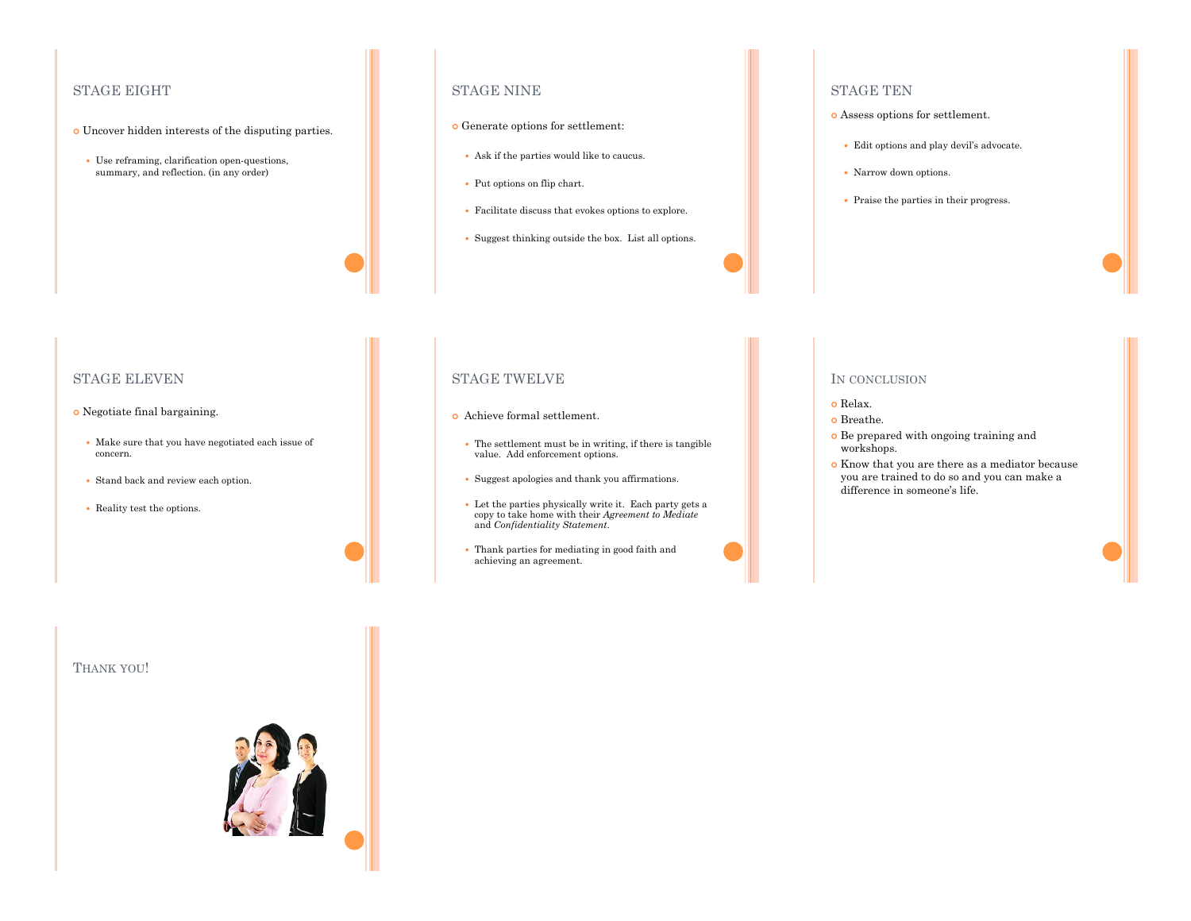## STAGE EIGHT

- Uncover hidden interests of the disputing parties.
  - Use reframing, clarification open-questions, summary, and reflection. (in any order)

## STAGE NINE

- Generate options for settlement:
  - Ask if the parties would like to caucus.
  - Put options on flip chart.
  - Facilitate discuss that evokes options to explore.
  - Suggest thinking outside the box. List all options.

## STAGE TEN

- Assess options for settlement.
  - Edit options and play devil's advocate.
  - Narrow down options.
  - Praise the parties in their progress.

## STAGE ELEVEN

- Negotiate final bargaining.
  - Make sure that you have negotiated each issue of concern.
  - Stand back and review each option.
  - Reality test the options.

## STAGE TWELVE

- Achieve formal settlement.
  - The settlement must be in writing, if there is tangible value. Add enforcement options.
  - Suggest apologies and thank you affirmations.
  - Let the parties physically write it. Each party gets a copy to take home with their *Agreement to Mediate* and *Confidentiality Statement*.
  - Thank parties for mediating in good faith and achieving an agreement.

## IN CONCLUSION

- Relax.
- Breathe.
- Be prepared with ongoing training and workshops.
- Know that you are there as a mediator because you are trained to do so and you can make a difference in someone's life.

## THANK YOU!